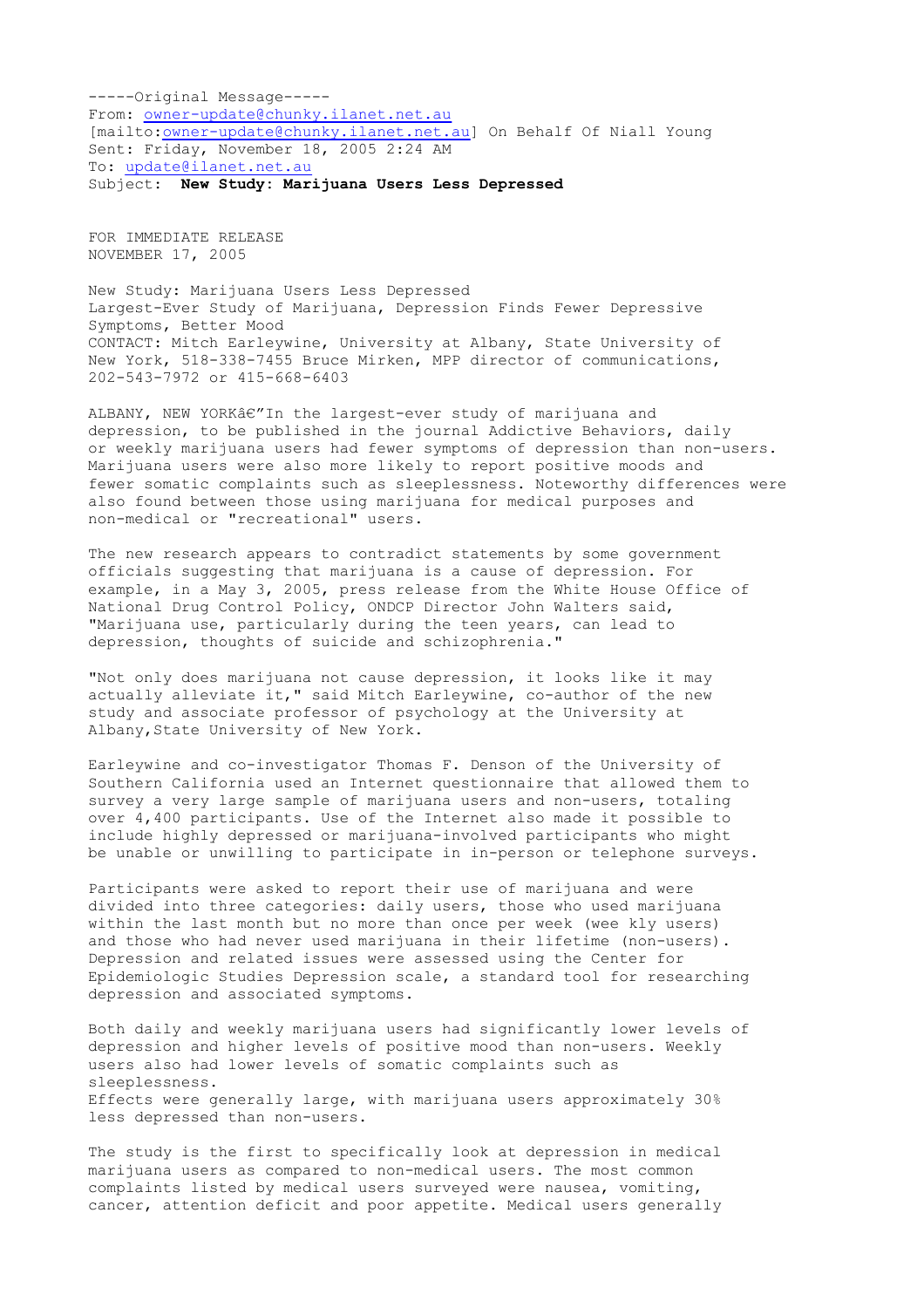-----Original Message-----
From: owner-update@chunky.ilanet.net.au
[mailto:owner-update@chunky.ilanet.net.au] On Behalf Of Niall Young
Sent: Friday, November 18, 2005 2:24 AM
To: update@ilanet.net.au
Subject: **New Study: Marijuana Users Less Depressed**

FOR IMMEDIATE RELEASE
NOVEMBER 17, 2005

New Study: Marijuana Users Less Depressed
Largest-Ever Study of Marijuana, Depression Finds Fewer Depressive Symptoms, Better Mood
CONTACT: Mitch Earleywine, University at Albany, State University of New York, 518-338-7455 Bruce Mirken, MPP director of communications, 202-543-7972 or 415-668-6403

ALBANY, NEW YORKâ€"In the largest-ever study of marijuana and depression, to be published in the journal Addictive Behaviors, daily or weekly marijuana users had fewer symptoms of depression than non-users. Marijuana users were also more likely to report positive moods and fewer somatic complaints such as sleeplessness. Noteworthy differences were also found between those using marijuana for medical purposes and non-medical or "recreational" users.

The new research appears to contradict statements by some government officials suggesting that marijuana is a cause of depression. For example, in a May 3, 2005, press release from the White House Office of National Drug Control Policy, ONDCP Director John Walters said, "Marijuana use, particularly during the teen years, can lead to depression, thoughts of suicide and schizophrenia."

"Not only does marijuana not cause depression, it looks like it may actually alleviate it," said Mitch Earleywine, co-author of the new study and associate professor of psychology at the University at Albany,State University of New York.

Earleywine and co-investigator Thomas F. Denson of the University of Southern California used an Internet questionnaire that allowed them to survey a very large sample of marijuana users and non-users, totaling over 4,400 participants. Use of the Internet also made it possible to include highly depressed or marijuana-involved participants who might be unable or unwilling to participate in in-person or telephone surveys.

Participants were asked to report their use of marijuana and were divided into three categories: daily users, those who used marijuana within the last month but no more than once per week (wee kly users) and those who had never used marijuana in their lifetime (non-users). Depression and related issues were assessed using the Center for Epidemiologic Studies Depression scale, a standard tool for researching depression and associated symptoms.

Both daily and weekly marijuana users had significantly lower levels of depression and higher levels of positive mood than non-users. Weekly users also had lower levels of somatic complaints such as sleeplessness.
Effects were generally large, with marijuana users approximately 30% less depressed than non-users.

The study is the first to specifically look at depression in medical marijuana users as compared to non-medical users. The most common complaints listed by medical users surveyed were nausea, vomiting, cancer, attention deficit and poor appetite. Medical users generally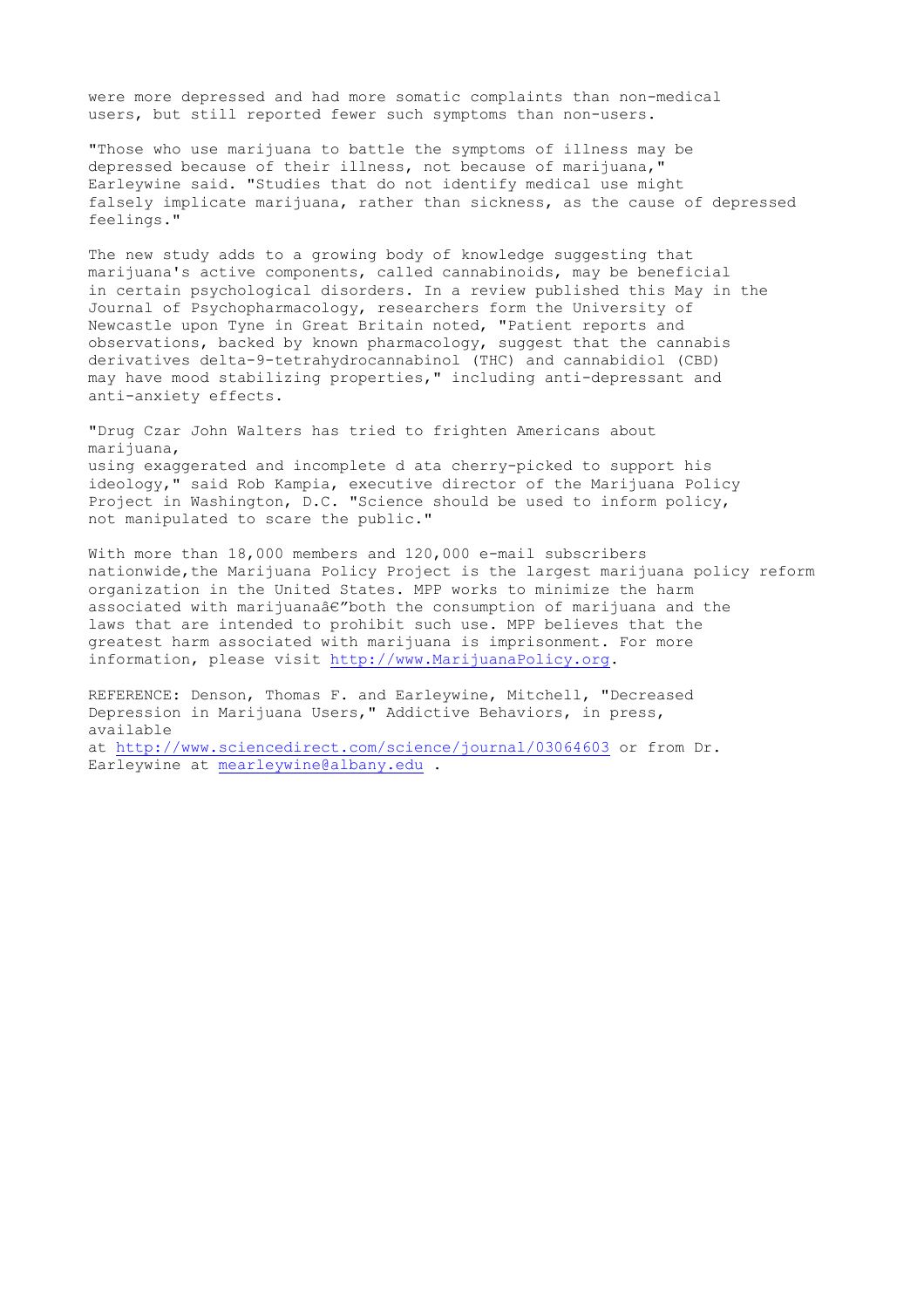were more depressed and had more somatic complaints than non-medical users, but still reported fewer such symptoms than non-users.

"Those who use marijuana to battle the symptoms of illness may be depressed because of their illness, not because of marijuana," Earleywine said. "Studies that do not identify medical use might falsely implicate marijuana, rather than sickness, as the cause of depressed feelings."

The new study adds to a growing body of knowledge suggesting that marijuana's active components, called cannabinoids, may be beneficial in certain psychological disorders. In a review published this May in the Journal of Psychopharmacology, researchers form the University of Newcastle upon Tyne in Great Britain noted, "Patient reports and observations, backed by known pharmacology, suggest that the cannabis derivatives delta-9-tetrahydrocannabinol (THC) and cannabidiol (CBD) may have mood stabilizing properties," including anti-depressant and anti-anxiety effects.

"Drug Czar John Walters has tried to frighten Americans about marijuana,
using exaggerated and incomplete d ata cherry-picked to support his ideology," said Rob Kampia, executive director of the Marijuana Policy Project in Washington, D.C. "Science should be used to inform policy, not manipulated to scare the public."

With more than 18,000 members and 120,000 e-mail subscribers nationwide,the Marijuana Policy Project is the largest marijuana policy reform organization in the United States. MPP works to minimize the harm associated with marijuanaâ€"both the consumption of marijuana and the laws that are intended to prohibit such use. MPP believes that the greatest harm associated with marijuana is imprisonment. For more information, please visit http://www.MarijuanaPolicy.org.

REFERENCE: Denson, Thomas F. and Earleywine, Mitchell, "Decreased Depression in Marijuana Users," Addictive Behaviors, in press, available
at http://www.sciencedirect.com/science/journal/03064603 or from Dr. Earleywine at mearleywine@albany.edu .